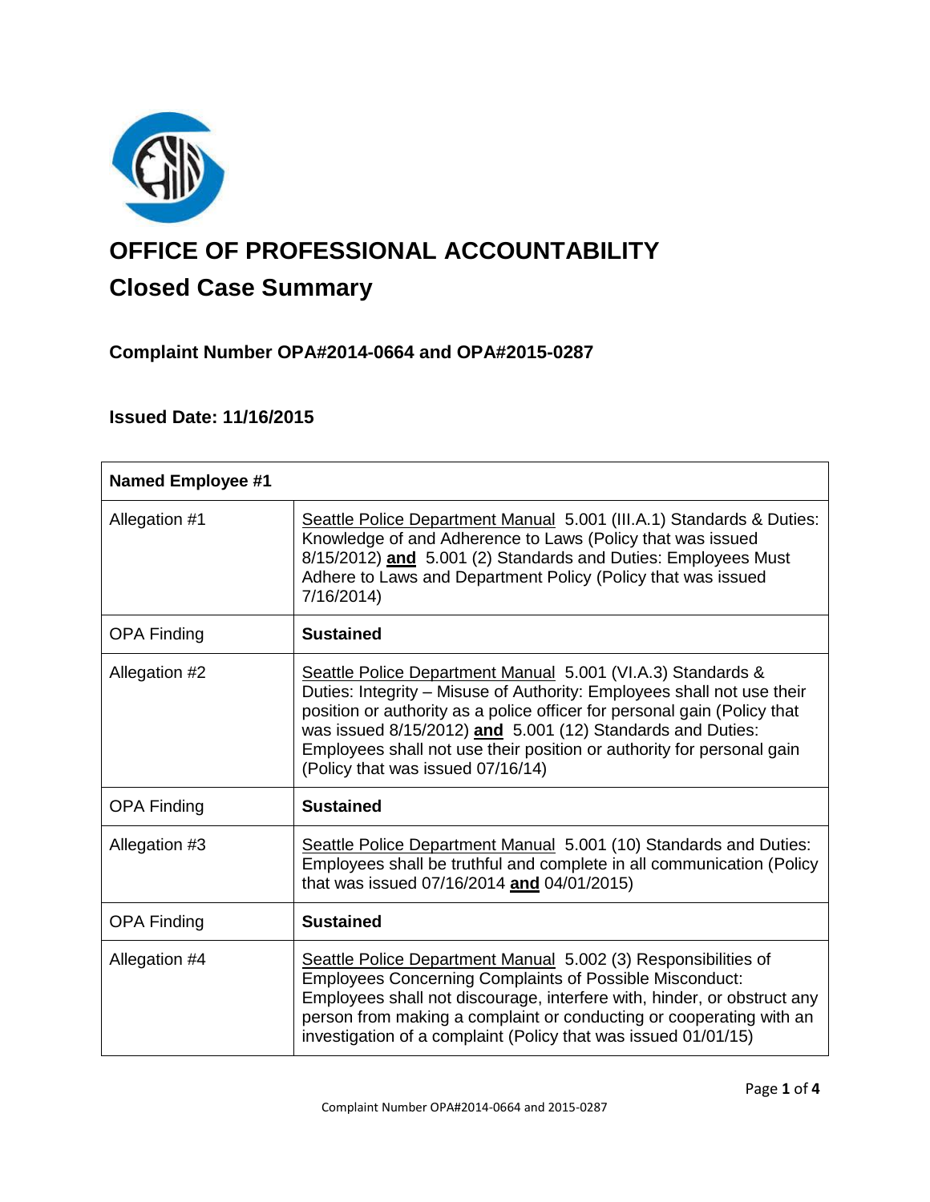# OFFICE OF PROFESSIONAL ACCOUNTABILITY

## Closed Case Summary

### Complaint Number OPA#2014-0664 and OPA#2015-0287

### Issued Date: 11/16/2015

| **Named Employee #1** | |
|---|---|
| Allegation #1 | Seattle Police Department Manual 5.001 (III.A.1) Standards & Duties: Knowledge of and Adherence to Laws (Policy that was issued 8/15/2012) **and** 5.001 (2) Standards and Duties: Employees Must Adhere to Laws and Department Policy (Policy that was issued 7/16/2014) |
| OPA Finding | **Sustained** |
| Allegation #2 | Seattle Police Department Manual 5.001 (VI.A.3) Standards & Duties: Integrity – Misuse of Authority: Employees shall not use their position or authority as a police officer for personal gain (Policy that was issued 8/15/2012) **and** 5.001 (12) Standards and Duties: Employees shall not use their position or authority for personal gain (Policy that was issued 07/16/14) |
| OPA Finding | **Sustained** |
| Allegation #3 | Seattle Police Department Manual 5.001 (10) Standards and Duties: Employees shall be truthful and complete in all communication (Policy that was issued 07/16/2014 **and** 04/01/2015) |
| OPA Finding | **Sustained** |
| Allegation #4 | Seattle Police Department Manual 5.002 (3) Responsibilities of Employees Concerning Complaints of Possible Misconduct: Employees shall not discourage, interfere with, hinder, or obstruct any person from making a complaint or conducting or cooperating with an investigation of a complaint (Policy that was issued 01/01/15) |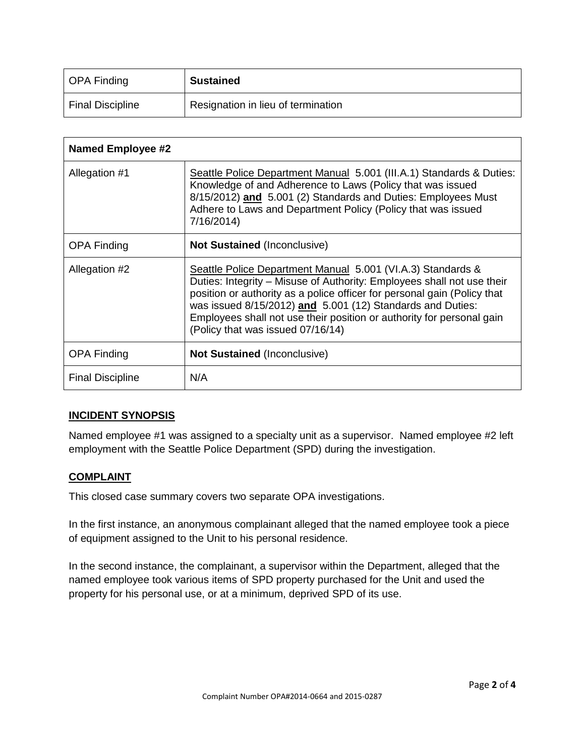| OPA Finding | **Sustained** |
| --- | --- |
| Final Discipline | Resignation in lieu of termination |

| **Named Employee #2** | |
| --- | --- |
| Allegation #1 | Seattle Police Department Manual 5.001 (III.A.1) Standards & Duties: Knowledge of and Adherence to Laws (Policy that was issued 8/15/2012) **and** 5.001 (2) Standards and Duties: Employees Must Adhere to Laws and Department Policy (Policy that was issued 7/16/2014) |
| OPA Finding | **Not Sustained** (Inconclusive) |
| Allegation #2 | Seattle Police Department Manual 5.001 (VI.A.3) Standards & Duties: Integrity – Misuse of Authority: Employees shall not use their position or authority as a police officer for personal gain (Policy that was issued 8/15/2012) **and** 5.001 (12) Standards and Duties: Employees shall not use their position or authority for personal gain (Policy that was issued 07/16/14) |
| OPA Finding | **Not Sustained** (Inconclusive) |
| Final Discipline | N/A |

## INCIDENT SYNOPSIS

Named employee #1 was assigned to a specialty unit as a supervisor. Named employee #2 left employment with the Seattle Police Department (SPD) during the investigation.

## COMPLAINT

This closed case summary covers two separate OPA investigations.

In the first instance, an anonymous complainant alleged that the named employee took a piece of equipment assigned to the Unit to his personal residence.

In the second instance, the complainant, a supervisor within the Department, alleged that the named employee took various items of SPD property purchased for the Unit and used the property for his personal use, or at a minimum, deprived SPD of its use.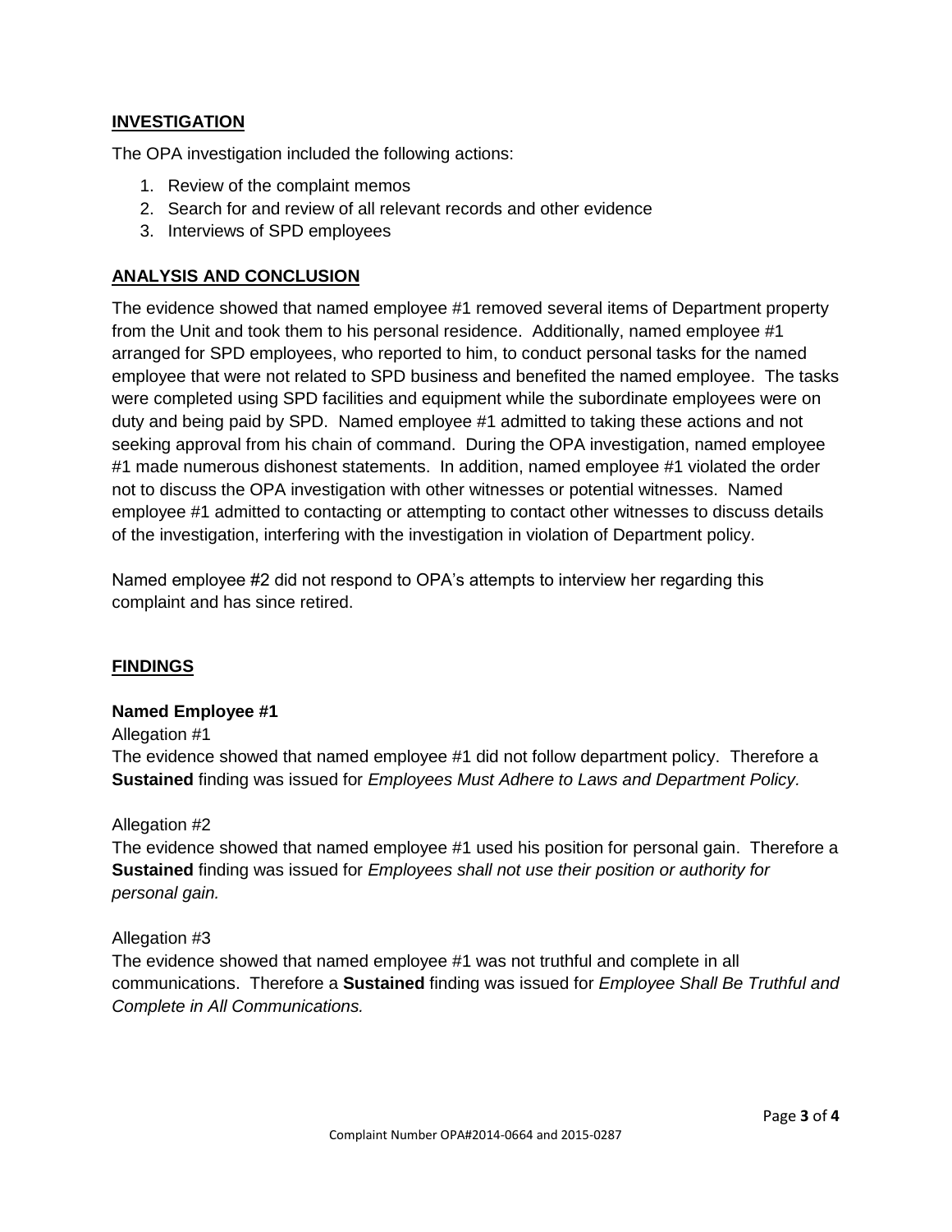## INVESTIGATION

The OPA investigation included the following actions:

1. Review of the complaint memos
2. Search for and review of all relevant records and other evidence
3. Interviews of SPD employees

## ANALYSIS AND CONCLUSION

The evidence showed that named employee #1 removed several items of Department property from the Unit and took them to his personal residence. Additionally, named employee #1 arranged for SPD employees, who reported to him, to conduct personal tasks for the named employee that were not related to SPD business and benefited the named employee. The tasks were completed using SPD facilities and equipment while the subordinate employees were on duty and being paid by SPD. Named employee #1 admitted to taking these actions and not seeking approval from his chain of command. During the OPA investigation, named employee #1 made numerous dishonest statements. In addition, named employee #1 violated the order not to discuss the OPA investigation with other witnesses or potential witnesses. Named employee #1 admitted to contacting or attempting to contact other witnesses to discuss details of the investigation, interfering with the investigation in violation of Department policy.

Named employee #2 did not respond to OPA's attempts to interview her regarding this complaint and has since retired.

## FINDINGS

**Named Employee #1**

Allegation #1

The evidence showed that named employee #1 did not follow department policy. Therefore a **Sustained** finding was issued for *Employees Must Adhere to Laws and Department Policy.*

Allegation #2

The evidence showed that named employee #1 used his position for personal gain. Therefore a **Sustained** finding was issued for *Employees shall not use their position or authority for personal gain.*

Allegation #3

The evidence showed that named employee #1 was not truthful and complete in all communications. Therefore a **Sustained** finding was issued for *Employee Shall Be Truthful and Complete in All Communications.*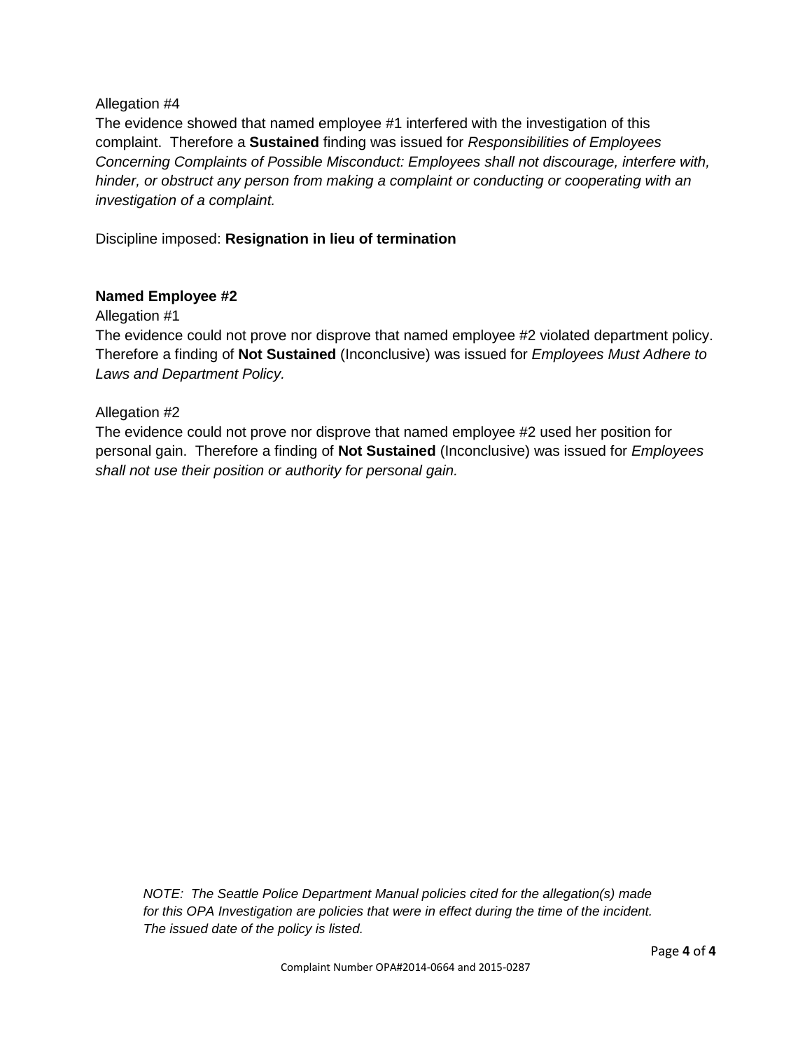Allegation #4

The evidence showed that named employee #1 interfered with the investigation of this complaint. Therefore a **Sustained** finding was issued for *Responsibilities of Employees Concerning Complaints of Possible Misconduct: Employees shall not discourage, interfere with, hinder, or obstruct any person from making a complaint or conducting or cooperating with an investigation of a complaint.*

Discipline imposed: **Resignation in lieu of termination**

**Named Employee #2**

Allegation #1

The evidence could not prove nor disprove that named employee #2 violated department policy. Therefore a finding of **Not Sustained** (Inconclusive) was issued for *Employees Must Adhere to Laws and Department Policy.*

Allegation #2

The evidence could not prove nor disprove that named employee #2 used her position for personal gain. Therefore a finding of **Not Sustained** (Inconclusive) was issued for *Employees shall not use their position or authority for personal gain.*

*NOTE: The Seattle Police Department Manual policies cited for the allegation(s) made for this OPA Investigation are policies that were in effect during the time of the incident. The issued date of the policy is listed.*

Complaint Number OPA#2014-0664 and 2015-0287